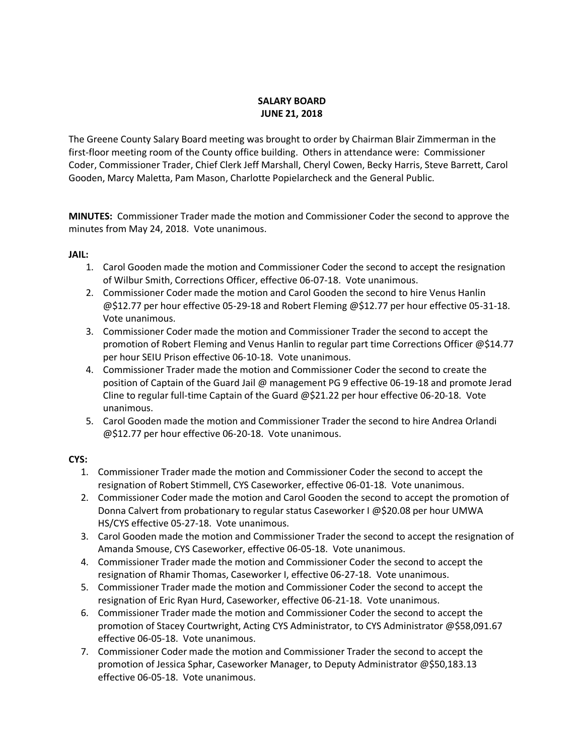# SALARY BOARD
## JUNE 21, 2018

The Greene County Salary Board meeting was brought to order by Chairman Blair Zimmerman in the first-floor meeting room of the County office building. Others in attendance were: Commissioner Coder, Commissioner Trader, Chief Clerk Jeff Marshall, Cheryl Cowen, Becky Harris, Steve Barrett, Carol Gooden, Marcy Maletta, Pam Mason, Charlotte Popielarcheck and the General Public.

**MINUTES:** Commissioner Trader made the motion and Commissioner Coder the second to approve the minutes from May 24, 2018. Vote unanimous.

**JAIL:**

1. Carol Gooden made the motion and Commissioner Coder the second to accept the resignation of Wilbur Smith, Corrections Officer, effective 06-07-18. Vote unanimous.
2. Commissioner Coder made the motion and Carol Gooden the second to hire Venus Hanlin @$12.77 per hour effective 05-29-18 and Robert Fleming @$12.77 per hour effective 05-31-18. Vote unanimous.
3. Commissioner Coder made the motion and Commissioner Trader the second to accept the promotion of Robert Fleming and Venus Hanlin to regular part time Corrections Officer @$14.77 per hour SEIU Prison effective 06-10-18. Vote unanimous.
4. Commissioner Trader made the motion and Commissioner Coder the second to create the position of Captain of the Guard Jail @ management PG 9 effective 06-19-18 and promote Jerad Cline to regular full-time Captain of the Guard @$21.22 per hour effective 06-20-18. Vote unanimous.
5. Carol Gooden made the motion and Commissioner Trader the second to hire Andrea Orlandi @$12.77 per hour effective 06-20-18. Vote unanimous.

**CYS:**

1. Commissioner Trader made the motion and Commissioner Coder the second to accept the resignation of Robert Stimmell, CYS Caseworker, effective 06-01-18. Vote unanimous.
2. Commissioner Coder made the motion and Carol Gooden the second to accept the promotion of Donna Calvert from probationary to regular status Caseworker I @$20.08 per hour UMWA HS/CYS effective 05-27-18. Vote unanimous.
3. Carol Gooden made the motion and Commissioner Trader the second to accept the resignation of Amanda Smouse, CYS Caseworker, effective 06-05-18. Vote unanimous.
4. Commissioner Trader made the motion and Commissioner Coder the second to accept the resignation of Rhamir Thomas, Caseworker I, effective 06-27-18. Vote unanimous.
5. Commissioner Trader made the motion and Commissioner Coder the second to accept the resignation of Eric Ryan Hurd, Caseworker, effective 06-21-18. Vote unanimous.
6. Commissioner Trader made the motion and Commissioner Coder the second to accept the promotion of Stacey Courtwright, Acting CYS Administrator, to CYS Administrator @$58,091.67 effective 06-05-18. Vote unanimous.
7. Commissioner Coder made the motion and Commissioner Trader the second to accept the promotion of Jessica Sphar, Caseworker Manager, to Deputy Administrator @$50,183.13 effective 06-05-18. Vote unanimous.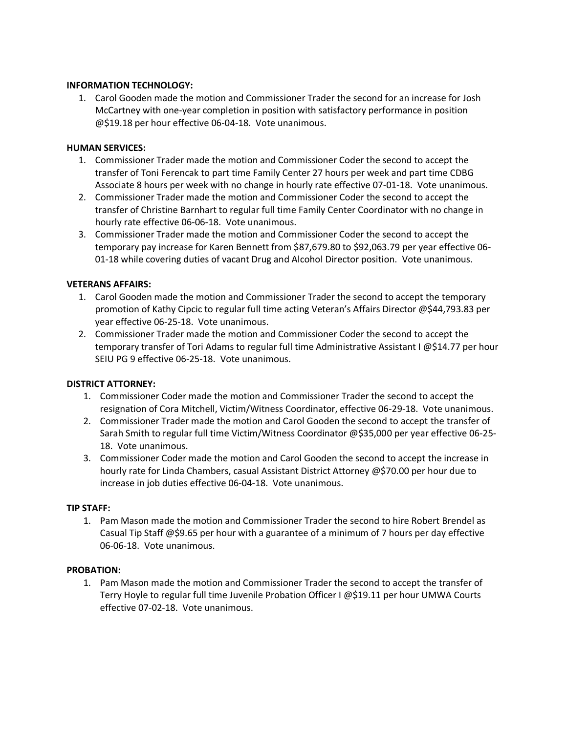**INFORMATION TECHNOLOGY:**

1. Carol Gooden made the motion and Commissioner Trader the second for an increase for Josh McCartney with one-year completion in position with satisfactory performance in position @$19.18 per hour effective 06-04-18. Vote unanimous.

**HUMAN SERVICES:**

1. Commissioner Trader made the motion and Commissioner Coder the second to accept the transfer of Toni Ferencak to part time Family Center 27 hours per week and part time CDBG Associate 8 hours per week with no change in hourly rate effective 07-01-18. Vote unanimous.
2. Commissioner Trader made the motion and Commissioner Coder the second to accept the transfer of Christine Barnhart to regular full time Family Center Coordinator with no change in hourly rate effective 06-06-18. Vote unanimous.
3. Commissioner Trader made the motion and Commissioner Coder the second to accept the temporary pay increase for Karen Bennett from $87,679.80 to $92,063.79 per year effective 06-01-18 while covering duties of vacant Drug and Alcohol Director position. Vote unanimous.

**VETERANS AFFAIRS:**

1. Carol Gooden made the motion and Commissioner Trader the second to accept the temporary promotion of Kathy Cipcic to regular full time acting Veteran's Affairs Director @$44,793.83 per year effective 06-25-18. Vote unanimous.
2. Commissioner Trader made the motion and Commissioner Coder the second to accept the temporary transfer of Tori Adams to regular full time Administrative Assistant I @$14.77 per hour SEIU PG 9 effective 06-25-18. Vote unanimous.

**DISTRICT ATTORNEY:**

1. Commissioner Coder made the motion and Commissioner Trader the second to accept the resignation of Cora Mitchell, Victim/Witness Coordinator, effective 06-29-18. Vote unanimous.
2. Commissioner Trader made the motion and Carol Gooden the second to accept the transfer of Sarah Smith to regular full time Victim/Witness Coordinator @$35,000 per year effective 06-25-18. Vote unanimous.
3. Commissioner Coder made the motion and Carol Gooden the second to accept the increase in hourly rate for Linda Chambers, casual Assistant District Attorney @$70.00 per hour due to increase in job duties effective 06-04-18. Vote unanimous.

**TIP STAFF:**

1. Pam Mason made the motion and Commissioner Trader the second to hire Robert Brendel as Casual Tip Staff @$9.65 per hour with a guarantee of a minimum of 7 hours per day effective 06-06-18. Vote unanimous.

**PROBATION:**

1. Pam Mason made the motion and Commissioner Trader the second to accept the transfer of Terry Hoyle to regular full time Juvenile Probation Officer I @$19.11 per hour UMWA Courts effective 07-02-18. Vote unanimous.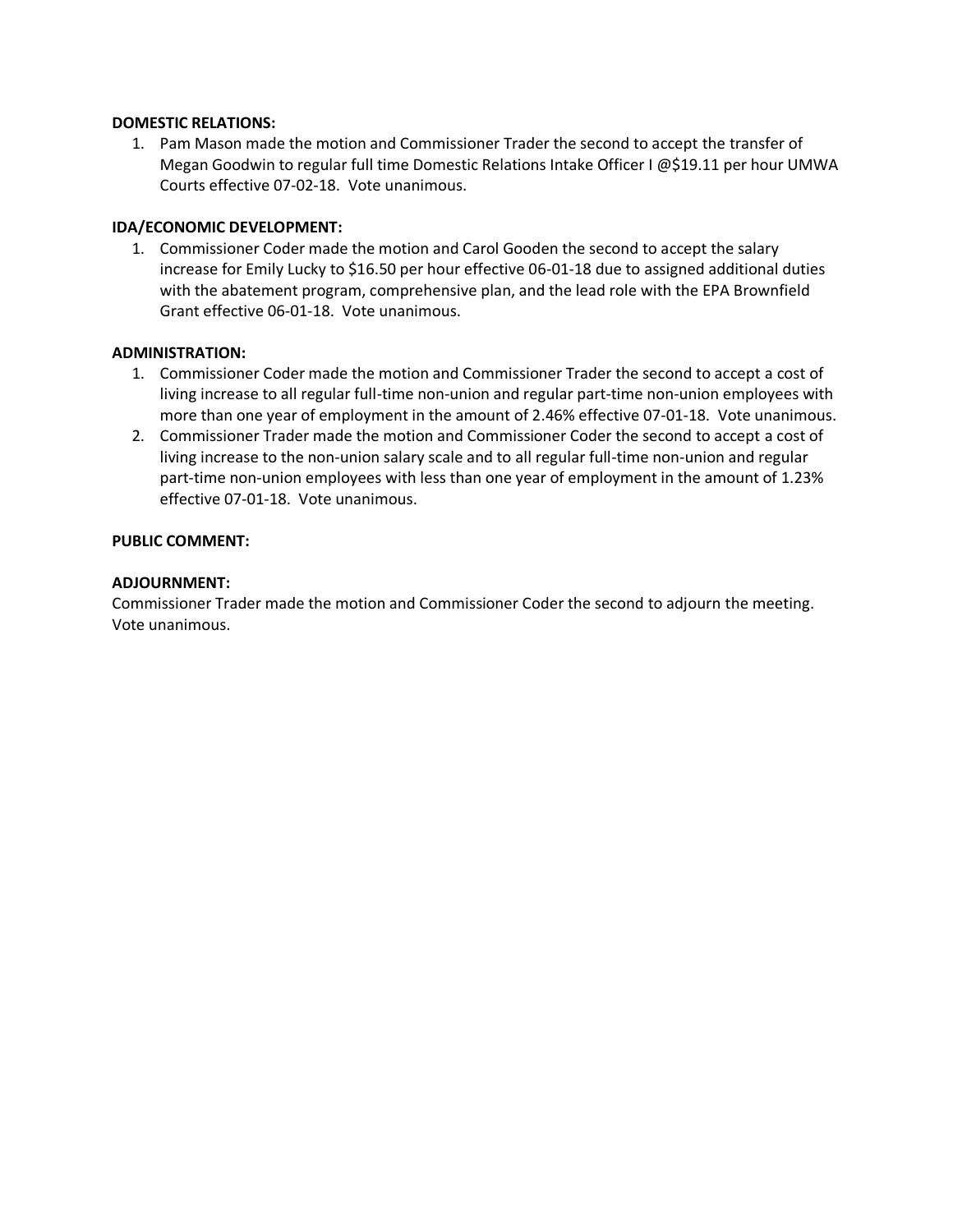**DOMESTIC RELATIONS:**

1. Pam Mason made the motion and Commissioner Trader the second to accept the transfer of Megan Goodwin to regular full time Domestic Relations Intake Officer I @$19.11 per hour UMWA Courts effective 07-02-18. Vote unanimous.

**IDA/ECONOMIC DEVELOPMENT:**

1. Commissioner Coder made the motion and Carol Gooden the second to accept the salary increase for Emily Lucky to $16.50 per hour effective 06-01-18 due to assigned additional duties with the abatement program, comprehensive plan, and the lead role with the EPA Brownfield Grant effective 06-01-18. Vote unanimous.

**ADMINISTRATION:**

1. Commissioner Coder made the motion and Commissioner Trader the second to accept a cost of living increase to all regular full-time non-union and regular part-time non-union employees with more than one year of employment in the amount of 2.46% effective 07-01-18. Vote unanimous.
2. Commissioner Trader made the motion and Commissioner Coder the second to accept a cost of living increase to the non-union salary scale and to all regular full-time non-union and regular part-time non-union employees with less than one year of employment in the amount of 1.23% effective 07-01-18. Vote unanimous.

**PUBLIC COMMENT:**

**ADJOURNMENT:**

Commissioner Trader made the motion and Commissioner Coder the second to adjourn the meeting. Vote unanimous.